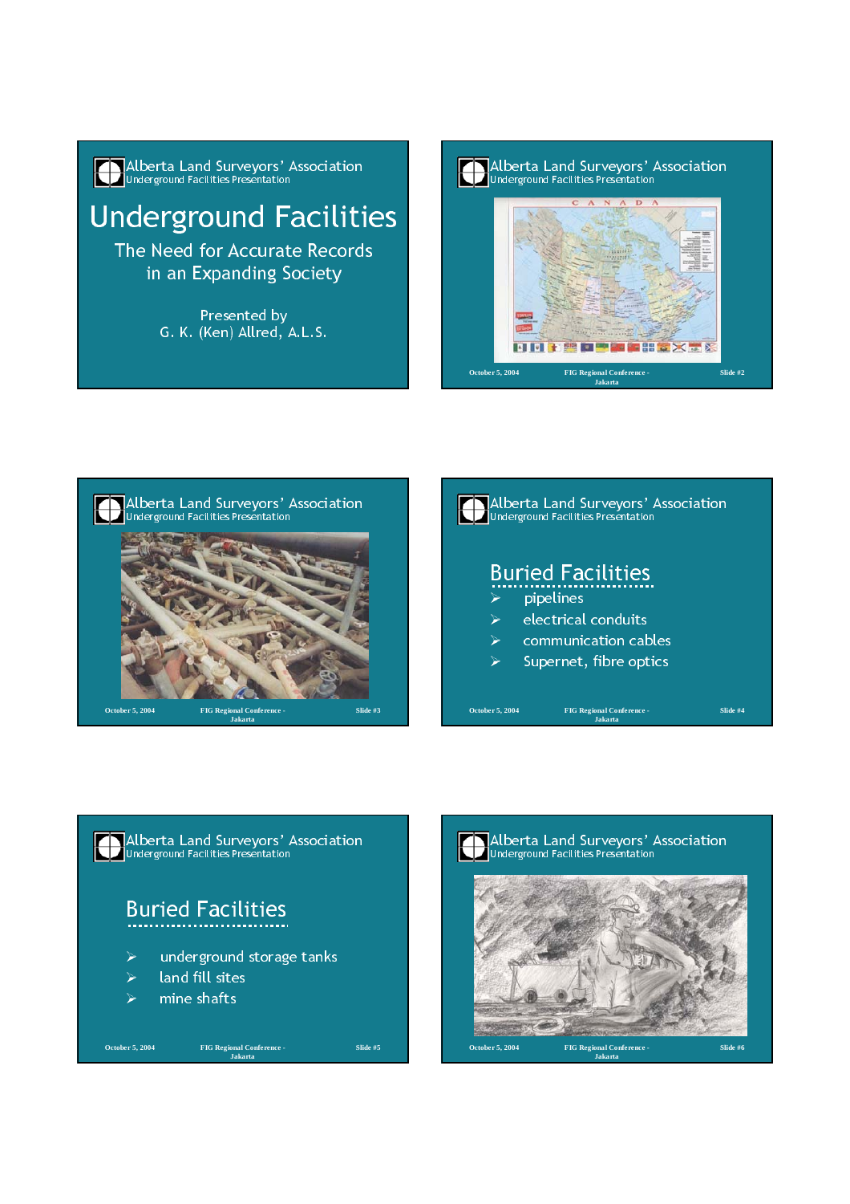Alberta Land Surveyors' Association
Underground Facilities Presentation

# Underground Facilities

## The Need for Accurate Records in an Expanding Society

Presented by
G. K. (Ken) Allred, A.L.S.

---

Alberta Land Surveyors' Association
Underground Facilities Presentation

---

Alberta Land Surveyors' Association
Underground Facilities Presentation

---

Alberta Land Surveyors' Association
Underground Facilities Presentation

## Buried Facilities

- pipelines
- electrical conduits
- communication cables
- Supernet, fibre optics

---

Alberta Land Surveyors' Association
Underground Facilities Presentation

## Buried Facilities

- underground storage tanks
- land fill sites
- mine shafts

---

Alberta Land Surveyors' Association
Underground Facilities Presentation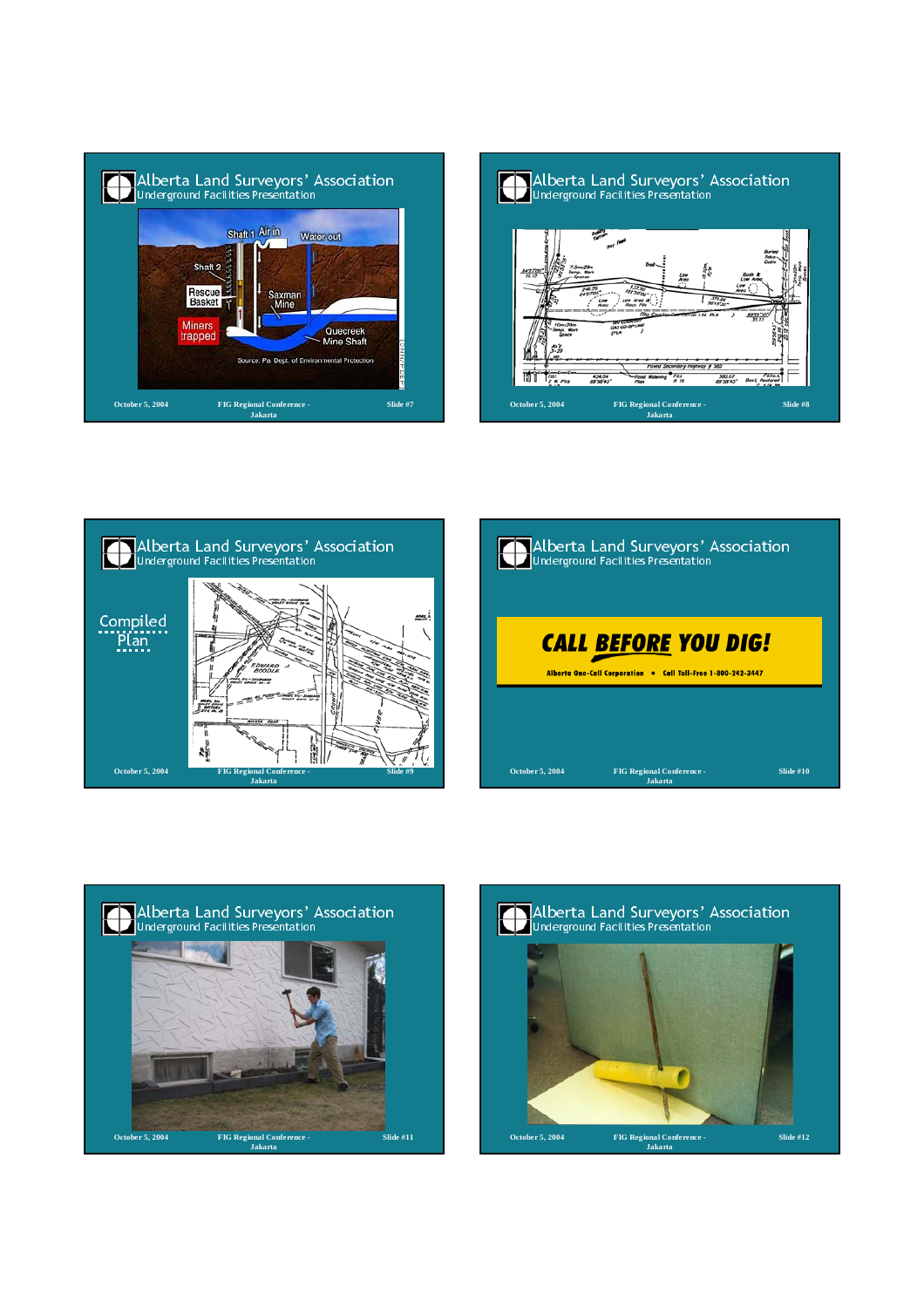## Alberta Land Surveyors' Association
Underground Facilities Presentation

Shaft 1 Air in
Water out
Shaft 2
Rescue Basket
Saxman Mine
Miners trapped
Quecreek Mine Shaft

Source: Pa. Dept. of Environmental Protection

## Alberta Land Surveyors' Association
Underground Facilities Presentation

## Alberta Land Surveyors' Association
Underground Facilities Presentation

Compiled Plan

## Alberta Land Surveyors' Association
Underground Facilities Presentation

**CALL BEFORE YOU DIG!**

Alberta One-Call Corporation • Call Toll-Free 1-800-242-3447

## Alberta Land Surveyors' Association
Underground Facilities Presentation

## Alberta Land Surveyors' Association
Underground Facilities Presentation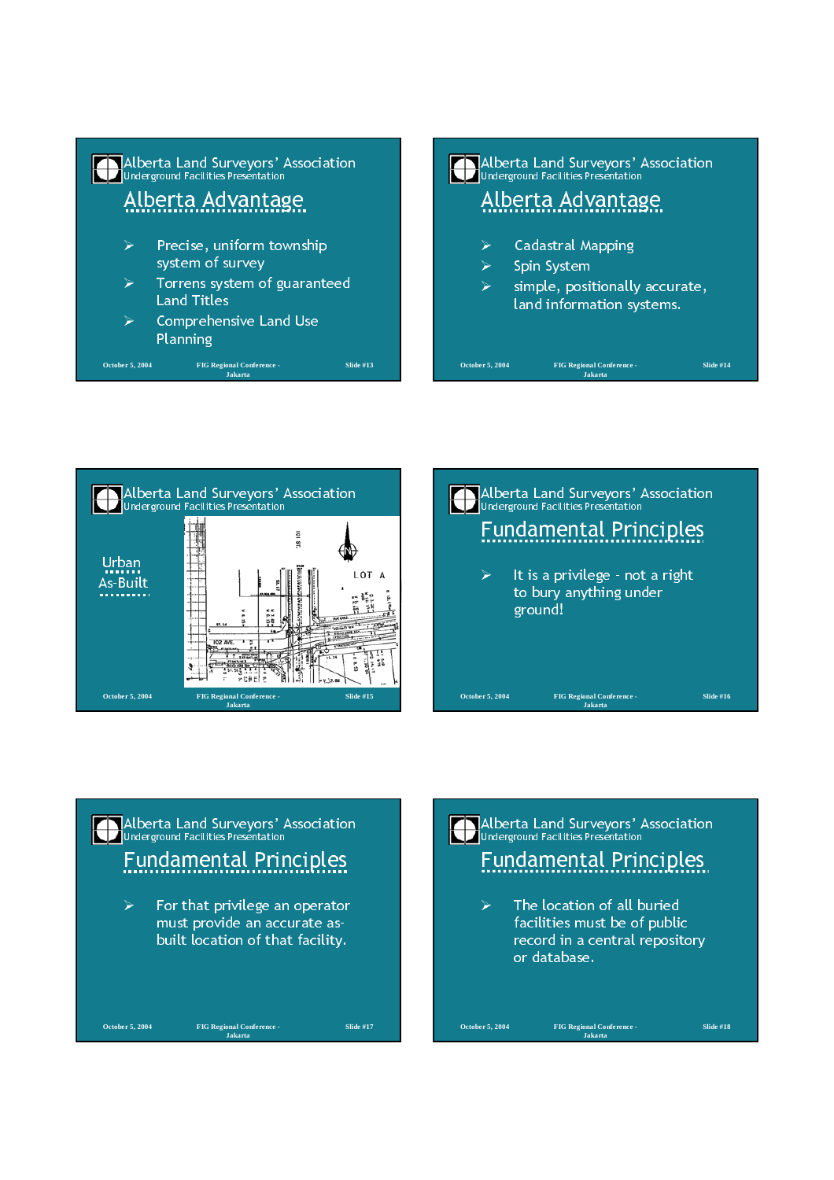## Alberta Advantage

- Precise, uniform township system of survey
- Torrens system of guaranteed Land Titles
- Comprehensive Land Use Planning

## Alberta Advantage

- Cadastral Mapping
- Spin System
- simple, positionally accurate, land information systems.

## Urban As-Built

## Fundamental Principles

- It is a privilege - not a right to bury anything under ground!

## Fundamental Principles

- For that privilege an operator must provide an accurate as-built location of that facility.

## Fundamental Principles

- The location of all buried facilities must be of public record in a central repository or database.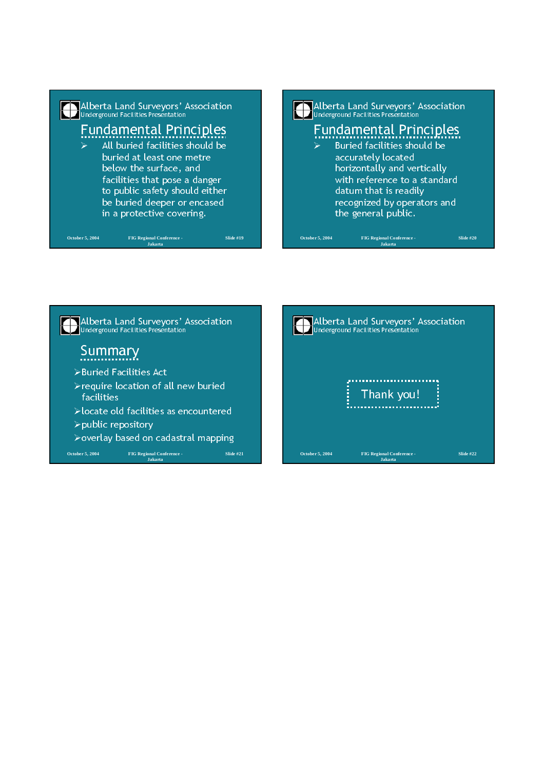## Fundamental Principles

- All buried facilities should be buried at least one metre below the surface, and facilities that pose a danger to public safety should either be buried deeper or encased in a protective covering.

## Fundamental Principles

- Buried facilities should be accurately located horizontally and vertically with reference to a standard datum that is readily recognized by operators and the general public.

## Summary

- Buried Facilities Act
- require location of all new buried facilities
- locate old facilities as encountered
- public repository
- overlay based on cadastral mapping

Thank you!